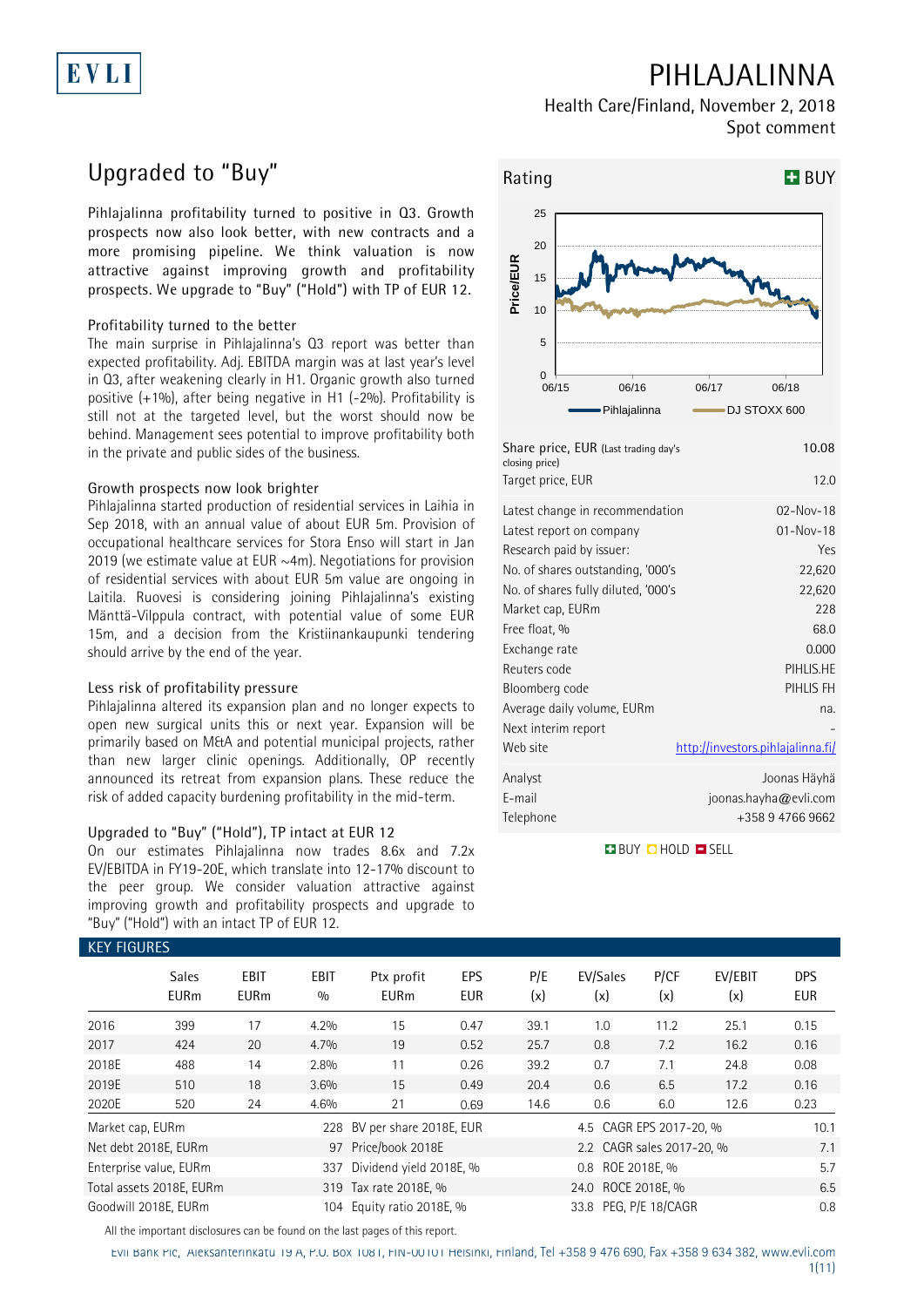# PIHLAJALINNA

Health Care/Finland, November 2, 2018
Spot comment

## Upgraded to "Buy"

Pihlajalinna profitability turned to positive in Q3. Growth prospects now also look better, with new contracts and a more promising pipeline. We think valuation is now attractive against improving growth and profitability prospects. We upgrade to "Buy" ("Hold") with TP of EUR 12.

### Profitability turned to the better

The main surprise in Pihlajalinna's Q3 report was better than expected profitability. Adj. EBITDA margin was at last year's level in Q3, after weakening clearly in H1. Organic growth also turned positive (+1%), after being negative in H1 (-2%). Profitability is still not at the targeted level, but the worst should now be behind. Management sees potential to improve profitability both in the private and public sides of the business.

### Growth prospects now look brighter

Pihlajalinna started production of residential services in Laihia in Sep 2018, with an annual value of about EUR 5m. Provision of occupational healthcare services for Stora Enso will start in Jan 2019 (we estimate value at EUR ~4m). Negotiations for provision of residential services with about EUR 5m value are ongoing in Laitila. Ruovesi is considering joining Pihlajalinna's existing Mänttä-Vilppula contract, with potential value of some EUR 15m, and a decision from the Kristiinankaupunki tendering should arrive by the end of the year.

### Less risk of profitability pressure

Pihlajalinna altered its expansion plan and no longer expects to open new surgical units this or next year. Expansion will be primarily based on M&A and potential municipal projects, rather than new larger clinic openings. Additionally, OP recently announced its retreat from expansion plans. These reduce the risk of added capacity burdening profitability in the mid-term.

### Upgraded to "Buy" ("Hold"), TP intact at EUR 12

On our estimates Pihlajalinna now trades 8.6x and 7.2x EV/EBITDA in FY19-20E, which translate into 12-17% discount to the peer group. We consider valuation attractive against improving growth and profitability prospects and upgrade to "Buy" ("Hold") with an intact TP of EUR 12.

**Rating: BUY**

| | |
|---|---|
| Share price, EUR (Last trading day's closing price) | 10.08 |
| Target price, EUR | 12.0 |
| Latest change in recommendation | 02-Nov-18 |
| Latest report on company | 01-Nov-18 |
| Research paid by issuer: | Yes |
| No. of shares outstanding, '000's | 22,620 |
| No. of shares fully diluted, '000's | 22,620 |
| Market cap, EURm | 228 |
| Free float, % | 68.0 |
| Exchange rate | 0.000 |
| Reuters code | PIHLIS.HE |
| Bloomberg code | PIHLIS FH |
| Average daily volume, EURm | na. |
| Next interim report | - |
| Web site | http://investors.pihlajalinna.fi/ |
| Analyst | Joonas Häyhä |
| E-mail | joonas.hayha@evli.com |
| Telephone | +358 9 4766 9662 |

BUY HOLD SELL

### KEY FIGURES

| | Sales EURm | EBIT EURm | EBIT % | Ptx profit EURm | EPS EUR | P/E (x) | EV/Sales (x) | P/CF (x) | EV/EBIT (x) | DPS EUR |
|---|---|---|---|---|---|---|---|---|---|---|
| 2016 | 399 | 17 | 4.2% | 15 | 0.47 | 39.1 | 1.0 | 11.2 | 25.1 | 0.15 |
| 2017 | 424 | 20 | 4.7% | 19 | 0.52 | 25.7 | 0.8 | 7.2 | 16.2 | 0.16 |
| 2018E | 488 | 14 | 2.8% | 11 | 0.26 | 39.2 | 0.7 | 7.1 | 24.8 | 0.08 |
| 2019E | 510 | 18 | 3.6% | 15 | 0.49 | 20.4 | 0.6 | 6.5 | 17.2 | 0.16 |
| 2020E | 520 | 24 | 4.6% | 21 | 0.69 | 14.6 | 0.6 | 6.0 | 12.6 | 0.23 |

| | | | | | |
|---|---|---|---|---|---|
| Market cap, EURm | 228 | BV per share 2018E, EUR | 4.5 | CAGR EPS 2017-20, % | 10.1 |
| Net debt 2018E, EURm | 97 | Price/book 2018E | 2.2 | CAGR sales 2017-20, % | 7.1 |
| Enterprise value, EURm | 337 | Dividend yield 2018E, % | 0.8 | ROE 2018E, % | 5.7 |
| Total assets 2018E, EURm | 319 | Tax rate 2018E, % | 24.0 | ROCE 2018E, % | 6.5 |
| Goodwill 2018E, EURm | 104 | Equity ratio 2018E, % | 33.8 | PEG, P/E 18/CAGR | 0.8 |

All the important disclosures can be found on the last pages of this report.

Evli Bank Plc, Aleksanterinkatu 19 A, P.O. Box 1081, FIN-00101 Helsinki, Finland, Tel +358 9 476 690, Fax +358 9 634 382, www.evli.com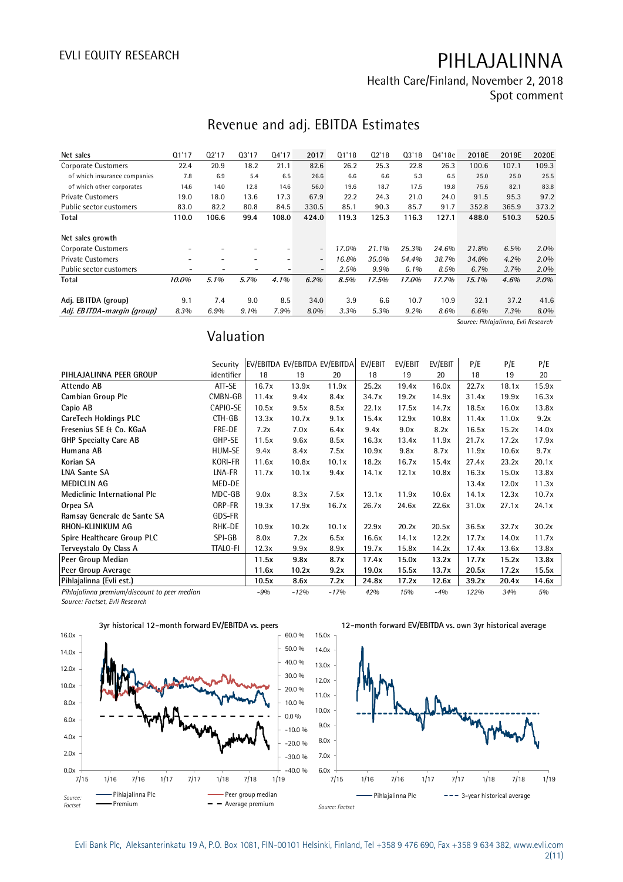## Revenue and adj. EBITDA Estimates

| Net sales | Q1'17 | Q2'17 | Q3'17 | Q4'17 | 2017 | Q1'18 | Q2'18 | Q3'18 | Q4'18e | 2018E | 2019E | 2020E |
|---|---|---|---|---|---|---|---|---|---|---|---|---|
| Corporate Customers | 22.4 | 20.9 | 18.2 | 21.1 | 82.6 | 26.2 | 25.3 | 22.8 | 26.3 | 100.6 | 107.1 | 109.3 |
| of which insurance companies | 7.8 | 6.9 | 5.4 | 6.5 | 26.6 | 6.6 | 6.6 | 5.3 | 6.5 | 25.0 | 25.0 | 25.5 |
| of which other corporates | 14.6 | 14.0 | 12.8 | 14.6 | 56.0 | 19.6 | 18.7 | 17.5 | 19.8 | 75.6 | 82.1 | 83.8 |
| Private Customers | 19.0 | 18.0 | 13.6 | 17.3 | 67.9 | 22.2 | 24.3 | 21.0 | 24.0 | 91.5 | 95.3 | 97.2 |
| Public sector customers | 83.0 | 82.2 | 80.8 | 84.5 | 330.5 | 85.1 | 90.3 | 85.7 | 91.7 | 352.8 | 365.9 | 373.2 |
| **Total** | **110.0** | **106.6** | **99.4** | **108.0** | **424.0** | **119.3** | **125.3** | **116.3** | **127.1** | **488.0** | **510.3** | **520.5** |
| | | | | | | | | | | | | |
| Net sales growth | | | | | | | | | | | | |
| Corporate Customers | - | - | - | - | - | *17.0%* | *21.1%* | *25.3%* | *24.6%* | *21.8%* | *6.5%* | *2.0%* |
| Private Customers | - | - | - | - | - | *16.8%* | *35.0%* | *54.4%* | *38.7%* | *34.8%* | *4.2%* | *2.0%* |
| Public sector customers | - | - | - | - | - | *2.5%* | *9.9%* | *6.1%* | *8.5%* | *6.7%* | *3.7%* | *2.0%* |
| **Total** | *10.0%* | *5.1%* | *5.7%* | *4.1%* | *6.2%* | *8.5%* | *17.5%* | *17.0%* | *17.7%* | *15.1%* | *4.6%* | *2.0%* |
| | | | | | | | | | | | | |
| Adj. EBITDA (group) | 9.1 | 7.4 | 9.0 | 8.5 | 34.0 | 3.9 | 6.6 | 10.7 | 10.9 | 32.1 | 37.2 | 41.6 |
| *Adj. EBITDA-margin (group)* | *8.3%* | *6.9%* | *9.1%* | *7.9%* | *8.0%* | *3.3%* | *5.3%* | *9.2%* | *8.6%* | *6.6%* | *7.3%* | *8.0%* |

*Source: Pihlajalinna, Evli Research*

## Valuation

| PIHLAJALINNA PEER GROUP | Security identifier | EV/EBITDA 18 | EV/EBITDA 19 | EV/EBITDA 20 | EV/EBIT 18 | EV/EBIT 19 | EV/EBIT 20 | P/E 18 | P/E 19 | P/E 20 |
|---|---|---|---|---|---|---|---|---|---|---|
| Attendo AB | ATT-SE | 16.7x | 13.9x | 11.9x | 25.2x | 19.4x | 16.0x | 22.7x | 18.1x | 15.9x |
| Cambian Group Plc | CMBN-GB | 11.4x | 9.4x | 8.4x | 34.7x | 19.2x | 14.9x | 31.4x | 19.9x | 16.3x |
| Capio AB | CAPIO-SE | 10.5x | 9.5x | 8.5x | 22.1x | 17.5x | 14.7x | 18.5x | 16.0x | 13.8x |
| CareTech Holdings PLC | CTH-GB | 13.3x | 10.7x | 9.1x | 15.4x | 12.9x | 10.8x | 11.4x | 11.0x | 9.2x |
| Fresenius SE & Co. KGaA | FRE-DE | 7.2x | 7.0x | 6.4x | 9.4x | 9.0x | 8.2x | 16.5x | 15.2x | 14.0x |
| GHP Specialty Care AB | GHP-SE | 11.5x | 9.6x | 8.5x | 16.3x | 13.4x | 11.9x | 21.7x | 17.2x | 17.9x |
| Humana AB | HUM-SE | 9.4x | 8.4x | 7.5x | 10.9x | 9.8x | 8.7x | 11.9x | 10.6x | 9.7x |
| Korian SA | KORI-FR | 11.6x | 10.8x | 10.1x | 18.2x | 16.7x | 15.4x | 27.4x | 23.2x | 20.1x |
| LNA Sante SA | LNA-FR | 11.7x | 10.1x | 9.4x | 14.1x | 12.1x | 10.8x | 16.3x | 15.0x | 13.8x |
| MEDICLIN AG | MED-DE | | | | | | | 13.4x | 12.0x | 11.3x |
| Mediclinic International Plc | MDC-GB | 9.0x | 8.3x | 7.5x | 13.1x | 11.9x | 10.6x | 14.1x | 12.3x | 10.7x |
| Orpea SA | ORP-FR | 19.3x | 17.9x | 16.7x | 26.7x | 24.6x | 22.6x | 31.0x | 27.1x | 24.1x |
| Ramsay Generale de Sante SA | GDS-FR | | | | | | | | | |
| RHON-KLINIKUM AG | RHK-DE | 10.9x | 10.2x | 10.1x | 22.9x | 20.2x | 20.5x | 36.5x | 32.7x | 30.2x |
| Spire Healthcare Group PLC | SPI-GB | 8.0x | 7.2x | 6.5x | 16.6x | 14.1x | 12.2x | 17.7x | 14.0x | 11.7x |
| Terveystalo Oy Class A | TTALO-FI | 12.3x | 9.9x | 8.9x | 19.7x | 15.8x | 14.2x | 17.4x | 13.6x | 13.8x |
| **Peer Group Median** | | **11.5x** | **9.8x** | **8.7x** | **17.4x** | **15.0x** | **13.2x** | **17.7x** | **15.2x** | **13.8x** |
| **Peer Group Average** | | **11.6x** | **10.2x** | **9.2x** | **19.0x** | **15.5x** | **13.7x** | **20.5x** | **17.2x** | **15.5x** |
| **Pihlajalinna (Evli est.)** | | **10.5x** | **8.6x** | **7.2x** | **24.8x** | **17.2x** | **12.6x** | **39.2x** | **20.4x** | **14.6x** |
| *Pihlajalinna premium/discount to peer median* | | *-9%* | *-12%* | *-17%* | *42%* | *15%* | *-4%* | *122%* | *34%* | *5%* |

*Source: Factset, Evli Research*

3yr historical 12-month forward EV/EBITDA vs. peers

*Source: Factset*

12-month forward EV/EBITDA vs. own 3yr historical average

*Source: Factset*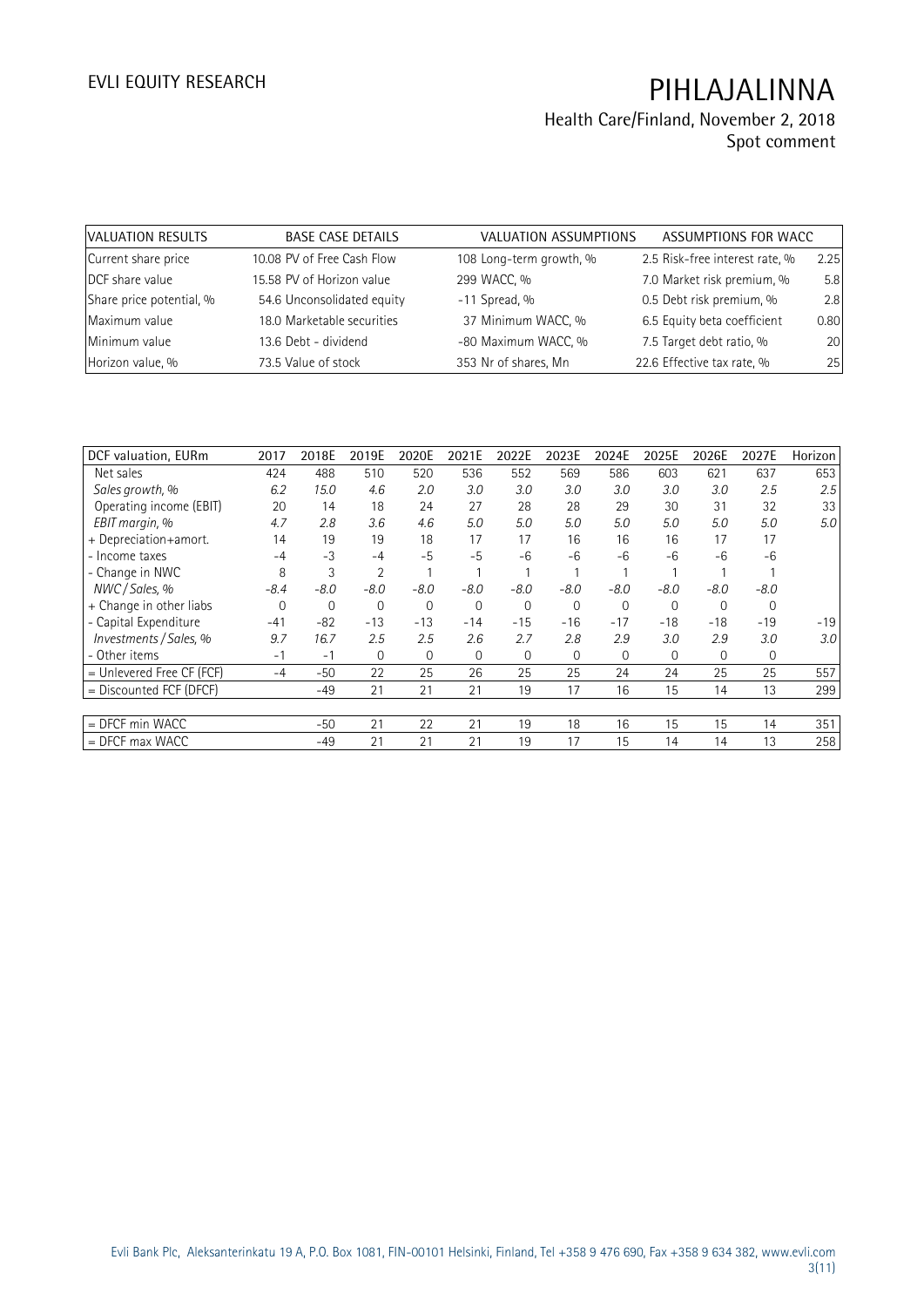| VALUATION RESULTS | | BASE CASE DETAILS | | VALUATION ASSUMPTIONS | | ASSUMPTIONS FOR WACC | |
|---|---|---|---|---|---|---|---|
| Current share price | 10.08 | PV of Free Cash Flow | 108 | Long-term growth, % | 2.5 | Risk-free interest rate, % | 2.25 |
| DCF share value | 15.58 | PV of Horizon value | 299 | WACC, % | 7.0 | Market risk premium, % | 5.8 |
| Share price potential, % | 54.6 | Unconsolidated equity | -11 | Spread, % | 0.5 | Debt risk premium, % | 2.8 |
| Maximum value | 18.0 | Marketable securities | 37 | Minimum WACC, % | 6.5 | Equity beta coefficient | 0.80 |
| Minimum value | 13.6 | Debt - dividend | -80 | Maximum WACC, % | 7.5 | Target debt ratio, % | 20 |
| Horizon value, % | 73.5 | Value of stock | 353 | Nr of shares, Mn | 22.6 | Effective tax rate, % | 25 |

| DCF valuation, EURm | 2017 | 2018E | 2019E | 2020E | 2021E | 2022E | 2023E | 2024E | 2025E | 2026E | 2027E | Horizon |
|---|---|---|---|---|---|---|---|---|---|---|---|---|
| Net sales | 424 | 488 | 510 | 520 | 536 | 552 | 569 | 586 | 603 | 621 | 637 | 653 |
| *Sales growth, %* | *6.2* | *15.0* | *4.6* | *2.0* | *3.0* | *3.0* | *3.0* | *3.0* | *3.0* | *3.0* | *2.5* | *2.5* |
| Operating income (EBIT) | 20 | 14 | 18 | 24 | 27 | 28 | 28 | 29 | 30 | 31 | 32 | 33 |
| *EBIT margin, %* | *4.7* | *2.8* | *3.6* | *4.6* | *5.0* | *5.0* | *5.0* | *5.0* | *5.0* | *5.0* | *5.0* | *5.0* |
| + Depreciation+amort. | 14 | 19 | 19 | 18 | 17 | 17 | 16 | 16 | 16 | 17 | 17 | |
| - Income taxes | -4 | -3 | -4 | -5 | -5 | -6 | -6 | -6 | -6 | -6 | -6 | |
| - Change in NWC | 8 | 3 | 2 | 1 | 1 | 1 | 1 | 1 | 1 | 1 | 1 | |
| *NWC / Sales, %* | *-8.4* | *-8.0* | *-8.0* | *-8.0* | *-8.0* | *-8.0* | *-8.0* | *-8.0* | *-8.0* | *-8.0* | *-8.0* | |
| + Change in other liabs | 0 | 0 | 0 | 0 | 0 | 0 | 0 | 0 | 0 | 0 | 0 | |
| - Capital Expenditure | -41 | -82 | -13 | -13 | -14 | -15 | -16 | -17 | -18 | -18 | -19 | -19 |
| *Investments / Sales, %* | *9.7* | *16.7* | *2.5* | *2.5* | *2.6* | *2.7* | *2.8* | *2.9* | *3.0* | *2.9* | *3.0* | *3.0* |
| - Other items | -1 | -1 | 0 | 0 | 0 | 0 | 0 | 0 | 0 | 0 | 0 | |
| = Unlevered Free CF (FCF) | -4 | -50 | 22 | 25 | 26 | 25 | 25 | 24 | 24 | 25 | 25 | 557 |
| = Discounted FCF (DFCF) | | -49 | 21 | 21 | 21 | 19 | 17 | 16 | 15 | 14 | 13 | 299 |
| | | | | | | | | | | | | |
| = DFCF min WACC | | -50 | 21 | 22 | 21 | 19 | 18 | 16 | 15 | 15 | 14 | 351 |
| = DFCF max WACC | | -49 | 21 | 21 | 21 | 19 | 17 | 15 | 14 | 14 | 13 | 258 |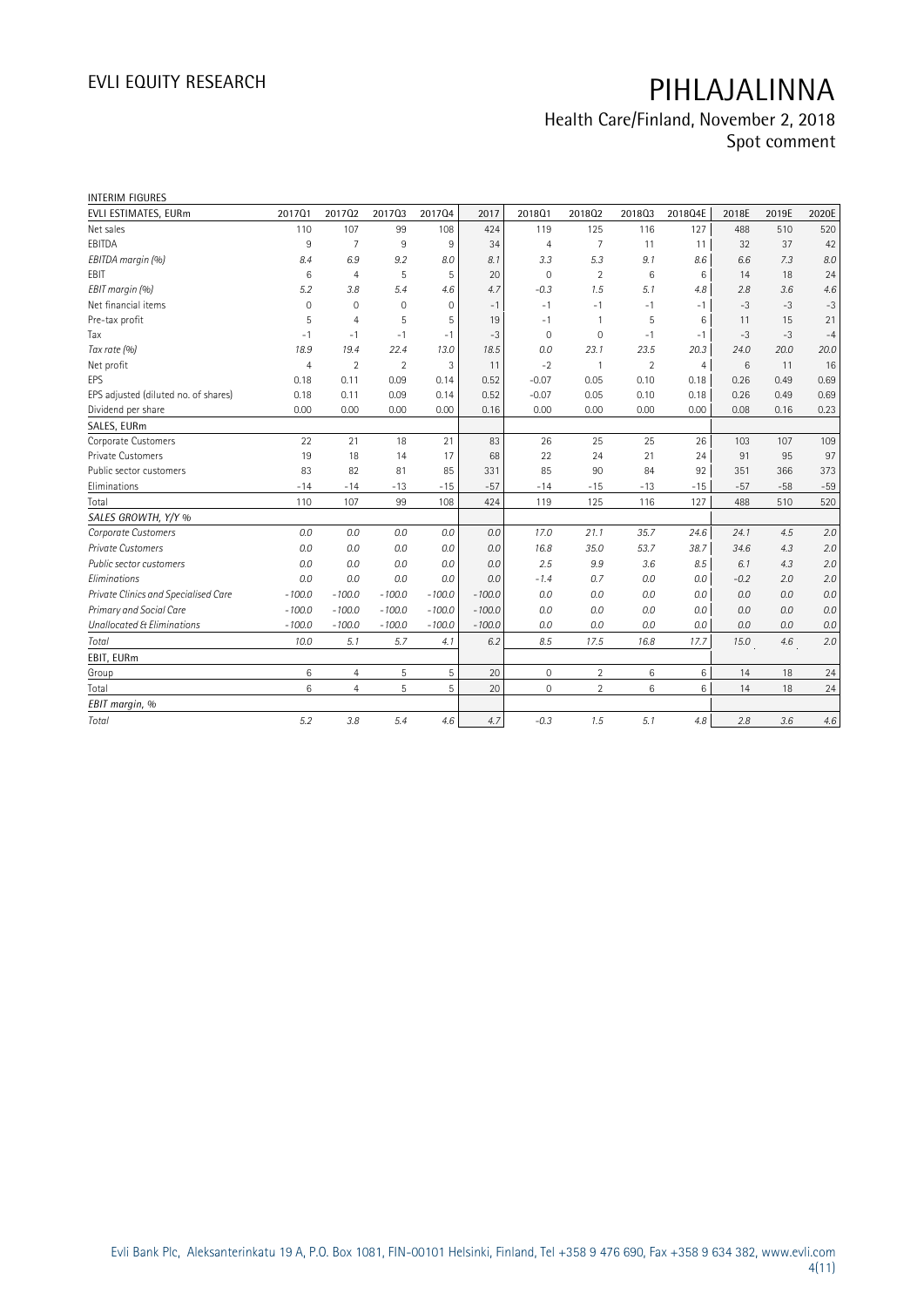INTERIM FIGURES

| EVLI ESTIMATES, EURm | 2017Q1 | 2017Q2 | 2017Q3 | 2017Q4 | 2017 | 2018Q1 | 2018Q2 | 2018Q3 | 2018Q4E | 2018E | 2019E | 2020E |
|---|---|---|---|---|---|---|---|---|---|---|---|---|
| Net sales | 110 | 107 | 99 | 108 | 424 | 119 | 125 | 116 | 127 | 488 | 510 | 520 |
| EBITDA | 9 | 7 | 9 | 9 | 34 | 4 | 7 | 11 | 11 | 32 | 37 | 42 |
| *EBITDA margin (%)* | *8.4* | *6.9* | *9.2* | *8.0* | *8.1* | *3.3* | *5.3* | *9.1* | *8.6* | *6.6* | *7.3* | *8.0* |
| EBIT | 6 | 4 | 5 | 5 | 20 | 0 | 2 | 6 | 6 | 14 | 18 | 24 |
| *EBIT margin (%)* | *5.2* | *3.8* | *5.4* | *4.6* | *4.7* | *-0.3* | *1.5* | *5.1* | *4.8* | *2.8* | *3.6* | *4.6* |
| Net financial items | 0 | 0 | 0 | 0 | -1 | -1 | -1 | -1 | -1 | -3 | -3 | -3 |
| Pre-tax profit | 5 | 4 | 5 | 5 | 19 | -1 | 1 | 5 | 6 | 11 | 15 | 21 |
| Tax | -1 | -1 | -1 | -1 | -3 | 0 | 0 | -1 | -1 | -3 | -3 | -4 |
| *Tax rate (%)* | *18.9* | *19.4* | *22.4* | *13.0* | *18.5* | *0.0* | *23.1* | *23.5* | *20.3* | *24.0* | *20.0* | *20.0* |
| Net profit | 4 | 2 | 2 | 3 | 11 | -2 | 1 | 2 | 4 | 6 | 11 | 16 |
| EPS | 0.18 | 0.11 | 0.09 | 0.14 | 0.52 | -0.07 | 0.05 | 0.10 | 0.18 | 0.26 | 0.49 | 0.69 |
| EPS adjusted (diluted no. of shares) | 0.18 | 0.11 | 0.09 | 0.14 | 0.52 | -0.07 | 0.05 | 0.10 | 0.18 | 0.26 | 0.49 | 0.69 |
| Dividend per share | 0.00 | 0.00 | 0.00 | 0.00 | 0.16 | 0.00 | 0.00 | 0.00 | 0.00 | 0.08 | 0.16 | 0.23 |
| SALES, EURm | | | | | | | | | | | | |
| Corporate Customers | 22 | 21 | 18 | 21 | 83 | 26 | 25 | 25 | 26 | 103 | 107 | 109 |
| Private Customers | 19 | 18 | 14 | 17 | 68 | 22 | 24 | 21 | 24 | 91 | 95 | 97 |
| Public sector customers | 83 | 82 | 81 | 85 | 331 | 85 | 90 | 84 | 92 | 351 | 366 | 373 |
| Eliminations | -14 | -14 | -13 | -15 | -57 | -14 | -15 | -13 | -15 | -57 | -58 | -59 |
| Total | 110 | 107 | 99 | 108 | 424 | 119 | 125 | 116 | 127 | 488 | 510 | 520 |
| *SALES GROWTH, Y/Y %* | | | | | | | | | | | | |
| *Corporate Customers* | *0.0* | *0.0* | *0.0* | *0.0* | *0.0* | *17.0* | *21.1* | *35.7* | *24.6* | *24.1* | *4.5* | *2.0* |
| *Private Customers* | *0.0* | *0.0* | *0.0* | *0.0* | *0.0* | *16.8* | *35.0* | *53.7* | *38.7* | *34.6* | *4.3* | *2.0* |
| *Public sector customers* | *0.0* | *0.0* | *0.0* | *0.0* | *0.0* | *2.5* | *9.9* | *3.6* | *8.5* | *6.1* | *4.3* | *2.0* |
| *Eliminations* | *0.0* | *0.0* | *0.0* | *0.0* | *0.0* | *-1.4* | *0.7* | *0.0* | *0.0* | *-0.2* | *2.0* | *2.0* |
| *Private Clinics and Specialised Care* | *-100.0* | *-100.0* | *-100.0* | *-100.0* | *-100.0* | *0.0* | *0.0* | *0.0* | *0.0* | *0.0* | *0.0* | *0.0* |
| *Primary and Social Care* | *-100.0* | *-100.0* | *-100.0* | *-100.0* | *-100.0* | *0.0* | *0.0* | *0.0* | *0.0* | *0.0* | *0.0* | *0.0* |
| *Unallocated & Eliminations* | *-100.0* | *-100.0* | *-100.0* | *-100.0* | *-100.0* | *0.0* | *0.0* | *0.0* | *0.0* | *0.0* | *0.0* | *0.0* |
| *Total* | *10.0* | *5.1* | *5.7* | *4.1* | *6.2* | *8.5* | *17.5* | *16.8* | *17.7* | *15.0* | *4.6* | *2.0* |
| EBIT, EURm | | | | | | | | | | | | |
| Group | 6 | 4 | 5 | 5 | 20 | 0 | 2 | 6 | 6 | 14 | 18 | 24 |
| Total | 6 | 4 | 5 | 5 | 20 | 0 | 2 | 6 | 6 | 14 | 18 | 24 |
| *EBIT margin, %* | | | | | | | | | | | | |
| *Total* | *5.2* | *3.8* | *5.4* | *4.6* | *4.7* | *-0.3* | *1.5* | *5.1* | *4.8* | *2.8* | *3.6* | *4.6* |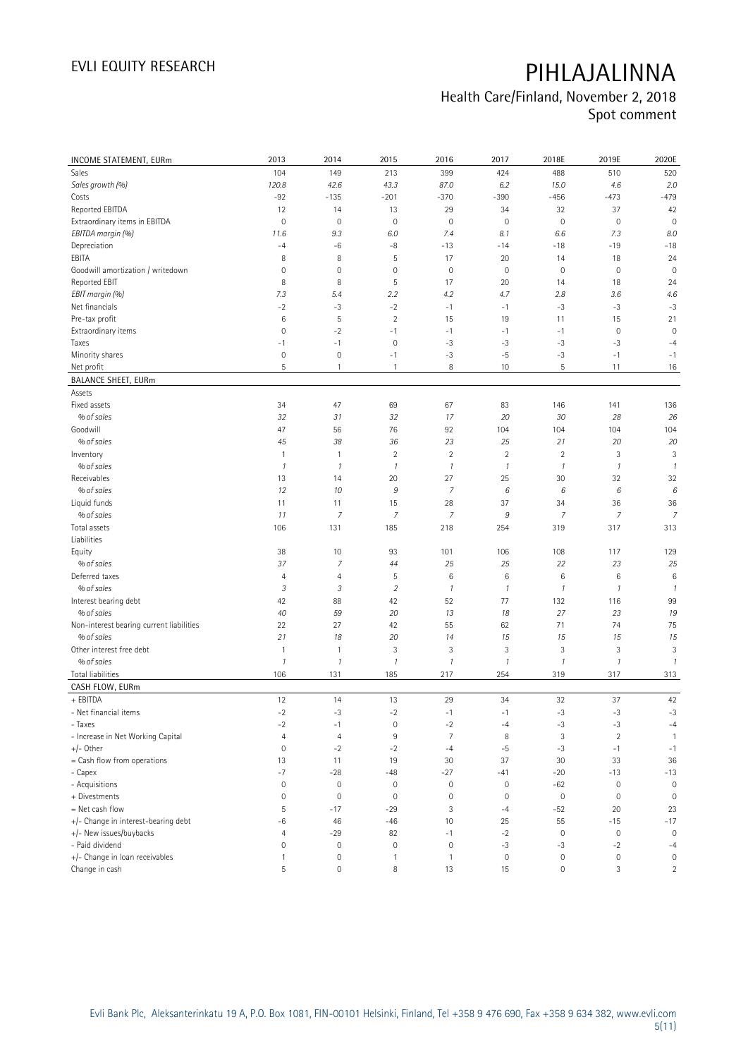| INCOME STATEMENT, EURm | 2013 | 2014 | 2015 | 2016 | 2017 | 2018E | 2019E | 2020E |
|---|---|---|---|---|---|---|---|---|
| Sales | 104 | 149 | 213 | 399 | 424 | 488 | 510 | 520 |
| *Sales growth (%)* | *120.8* | *42.6* | *43.3* | *87.0* | *6.2* | *15.0* | *4.6* | *2.0* |
| Costs | -92 | -135 | -201 | -370 | -390 | -456 | -473 | -479 |
| Reported EBITDA | 12 | 14 | 13 | 29 | 34 | 32 | 37 | 42 |
| Extraordinary items in EBITDA | 0 | 0 | 0 | 0 | 0 | 0 | 0 | 0 |
| *EBITDA margin (%)* | *11.6* | *9.3* | *6.0* | *7.4* | *8.1* | *6.6* | *7.3* | *8.0* |
| Depreciation | -4 | -6 | -8 | -13 | -14 | -18 | -19 | -18 |
| EBITA | 8 | 8 | 5 | 17 | 20 | 14 | 18 | 24 |
| Goodwill amortization / writedown | 0 | 0 | 0 | 0 | 0 | 0 | 0 | 0 |
| Reported EBIT | 8 | 8 | 5 | 17 | 20 | 14 | 18 | 24 |
| *EBIT margin (%)* | *7.3* | *5.4* | *2.2* | *4.2* | *4.7* | *2.8* | *3.6* | *4.6* |
| Net financials | -2 | -3 | -2 | -1 | -1 | -3 | -3 | -3 |
| Pre-tax profit | 6 | 5 | 2 | 15 | 19 | 11 | 15 | 21 |
| Extraordinary items | 0 | -2 | -1 | -1 | -1 | -1 | 0 | 0 |
| Taxes | -1 | -1 | 0 | -3 | -3 | -3 | -3 | -4 |
| Minority shares | 0 | 0 | -1 | -3 | -5 | -3 | -1 | -1 |
| Net profit | 5 | 1 | 1 | 8 | 10 | 5 | 11 | 16 |

| BALANCE SHEET, EURm | 2013 | 2014 | 2015 | 2016 | 2017 | 2018E | 2019E | 2020E |
|---|---|---|---|---|---|---|---|---|
| Assets | | | | | | | | |
| Fixed assets | 34 | 47 | 69 | 67 | 83 | 146 | 141 | 136 |
| *% of sales* | *32* | *31* | *32* | *17* | *20* | *30* | *28* | *26* |
| Goodwill | 47 | 56 | 76 | 92 | 104 | 104 | 104 | 104 |
| *% of sales* | *45* | *38* | *36* | *23* | *25* | *21* | *20* | *20* |
| Inventory | 1 | 1 | 2 | 2 | 2 | 2 | 3 | 3 |
| *% of sales* | *1* | *1* | *1* | *1* | *1* | *1* | *1* | *1* |
| Receivables | 13 | 14 | 20 | 27 | 25 | 30 | 32 | 32 |
| *% of sales* | *12* | *10* | *9* | *7* | *6* | *6* | *6* | *6* |
| Liquid funds | 11 | 11 | 15 | 28 | 37 | 34 | 36 | 36 |
| *% of sales* | *11* | *7* | *7* | *7* | *9* | *7* | *7* | *7* |
| Total assets | 106 | 131 | 185 | 218 | 254 | 319 | 317 | 313 |
| Liabilities | | | | | | | | |
| Equity | 38 | 10 | 93 | 101 | 106 | 108 | 117 | 129 |
| *% of sales* | *37* | *7* | *44* | *25* | *25* | *22* | *23* | *25* |
| Deferred taxes | 4 | 4 | 5 | 6 | 6 | 6 | 6 | 6 |
| *% of sales* | *3* | *3* | *2* | *1* | *1* | *1* | *1* | *1* |
| Interest bearing debt | 42 | 88 | 42 | 52 | 77 | 132 | 116 | 99 |
| *% of sales* | *40* | *59* | *20* | *13* | *18* | *27* | *23* | *19* |
| Non-interest bearing current liabilities | 22 | 27 | 42 | 55 | 62 | 71 | 74 | 75 |
| *% of sales* | *21* | *18* | *20* | *14* | *15* | *15* | *15* | *15* |
| Other interest free debt | 1 | 1 | 3 | 3 | 3 | 3 | 3 | 3 |
| *% of sales* | *1* | *1* | *1* | *1* | *1* | *1* | *1* | *1* |
| Total liabilities | 106 | 131 | 185 | 217 | 254 | 319 | 317 | 313 |

| CASH FLOW, EURm | 2013 | 2014 | 2015 | 2016 | 2017 | 2018E | 2019E | 2020E |
|---|---|---|---|---|---|---|---|---|
| + EBITDA | 12 | 14 | 13 | 29 | 34 | 32 | 37 | 42 |
| - Net financial items | -2 | -3 | -2 | -1 | -1 | -3 | -3 | -3 |
| - Taxes | -2 | -1 | 0 | -2 | -4 | -3 | -3 | -4 |
| - Increase in Net Working Capital | 4 | 4 | 9 | 7 | 8 | 3 | 2 | 1 |
| +/- Other | 0 | -2 | -2 | -4 | -5 | -3 | -1 | -1 |
| = Cash flow from operations | 13 | 11 | 19 | 30 | 37 | 30 | 33 | 36 |
| - Capex | -7 | -28 | -48 | -27 | -41 | -20 | -13 | -13 |
| - Acquisitions | 0 | 0 | 0 | 0 | 0 | -62 | 0 | 0 |
| + Divestments | 0 | 0 | 0 | 0 | 0 | 0 | 0 | 0 |
| = Net cash flow | 5 | -17 | -29 | 3 | -4 | -52 | 20 | 23 |
| +/- Change in interest-bearing debt | -6 | 46 | -46 | 10 | 25 | 55 | -15 | -17 |
| +/- New issues/buybacks | 4 | -29 | 82 | -1 | -2 | 0 | 0 | 0 |
| - Paid dividend | 0 | 0 | 0 | 0 | -3 | -3 | -2 | -4 |
| +/- Change in loan receivables | 1 | 0 | 1 | 1 | 0 | 0 | 0 | 0 |
| Change in cash | 5 | 0 | 8 | 13 | 15 | 0 | 3 | 2 |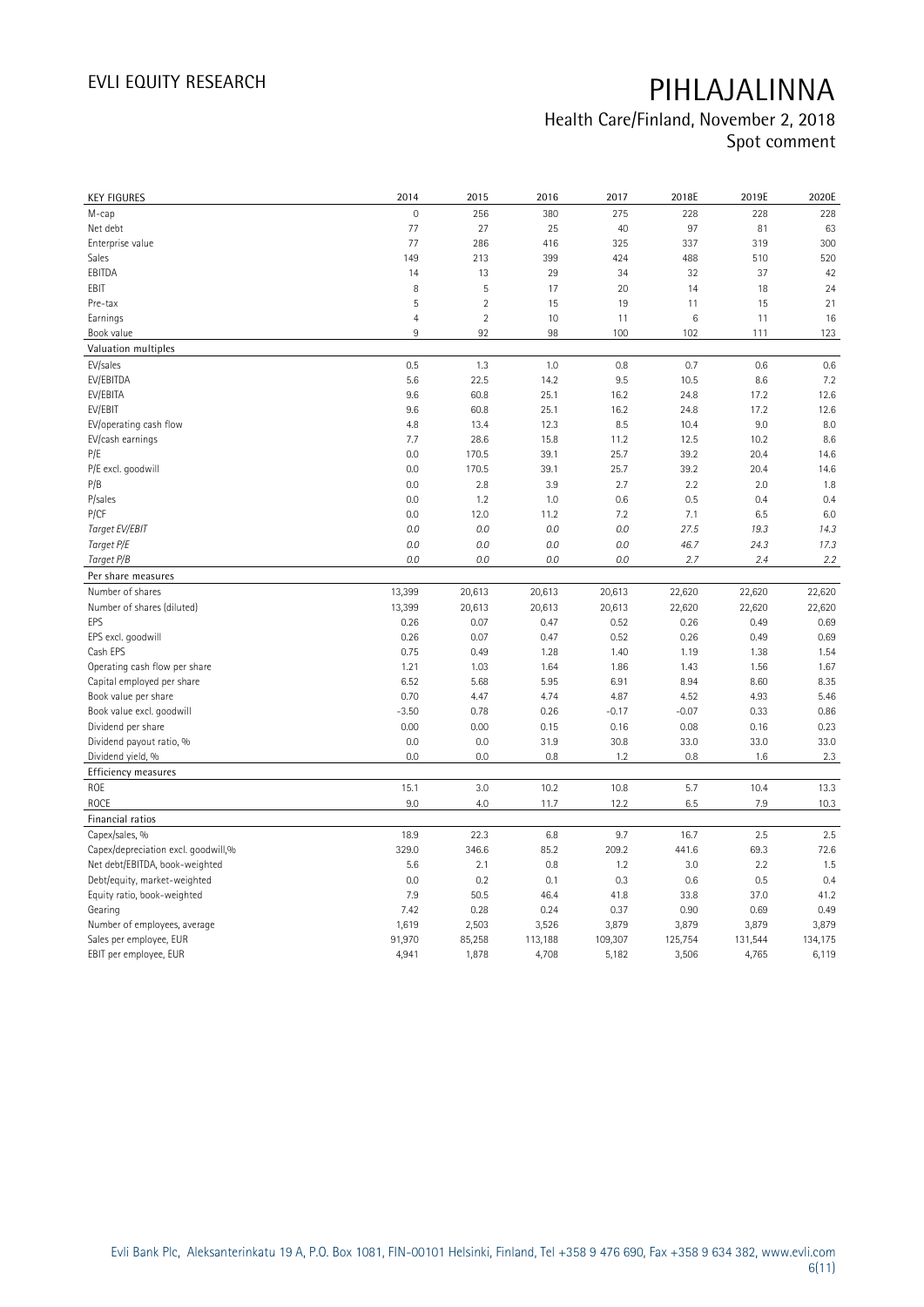| KEY FIGURES | 2014 | 2015 | 2016 | 2017 | 2018E | 2019E | 2020E |
|---|---|---|---|---|---|---|---|
| M-cap | 0 | 256 | 380 | 275 | 228 | 228 | 228 |
| Net debt | 77 | 27 | 25 | 40 | 97 | 81 | 63 |
| Enterprise value | 77 | 286 | 416 | 325 | 337 | 319 | 300 |
| Sales | 149 | 213 | 399 | 424 | 488 | 510 | 520 |
| EBITDA | 14 | 13 | 29 | 34 | 32 | 37 | 42 |
| EBIT | 8 | 5 | 17 | 20 | 14 | 18 | 24 |
| Pre-tax | 5 | 2 | 15 | 19 | 11 | 15 | 21 |
| Earnings | 4 | 2 | 10 | 11 | 6 | 11 | 16 |
| Book value | 9 | 92 | 98 | 100 | 102 | 111 | 123 |
| **Valuation multiples** | | | | | | | |
| EV/sales | 0.5 | 1.3 | 1.0 | 0.8 | 0.7 | 0.6 | 0.6 |
| EV/EBITDA | 5.6 | 22.5 | 14.2 | 9.5 | 10.5 | 8.6 | 7.2 |
| EV/EBITA | 9.6 | 60.8 | 25.1 | 16.2 | 24.8 | 17.2 | 12.6 |
| EV/EBIT | 9.6 | 60.8 | 25.1 | 16.2 | 24.8 | 17.2 | 12.6 |
| EV/operating cash flow | 4.8 | 13.4 | 12.3 | 8.5 | 10.4 | 9.0 | 8.0 |
| EV/cash earnings | 7.7 | 28.6 | 15.8 | 11.2 | 12.5 | 10.2 | 8.6 |
| P/E | 0.0 | 170.5 | 39.1 | 25.7 | 39.2 | 20.4 | 14.6 |
| P/E excl. goodwill | 0.0 | 170.5 | 39.1 | 25.7 | 39.2 | 20.4 | 14.6 |
| P/B | 0.0 | 2.8 | 3.9 | 2.7 | 2.2 | 2.0 | 1.8 |
| P/sales | 0.0 | 1.2 | 1.0 | 0.6 | 0.5 | 0.4 | 0.4 |
| P/CF | 0.0 | 12.0 | 11.2 | 7.2 | 7.1 | 6.5 | 6.0 |
| *Target EV/EBIT* | *0.0* | *0.0* | *0.0* | *0.0* | *27.5* | *19.3* | *14.3* |
| *Target P/E* | *0.0* | *0.0* | *0.0* | *0.0* | *46.7* | *24.3* | *17.3* |
| *Target P/B* | *0.0* | *0.0* | *0.0* | *0.0* | *2.7* | *2.4* | *2.2* |
| **Per share measures** | | | | | | | |
| Number of shares | 13,399 | 20,613 | 20,613 | 20,613 | 22,620 | 22,620 | 22,620 |
| Number of shares (diluted) | 13,399 | 20,613 | 20,613 | 20,613 | 22,620 | 22,620 | 22,620 |
| EPS | 0.26 | 0.07 | 0.47 | 0.52 | 0.26 | 0.49 | 0.69 |
| EPS excl. goodwill | 0.26 | 0.07 | 0.47 | 0.52 | 0.26 | 0.49 | 0.69 |
| Cash EPS | 0.75 | 0.49 | 1.28 | 1.40 | 1.19 | 1.38 | 1.54 |
| Operating cash flow per share | 1.21 | 1.03 | 1.64 | 1.86 | 1.43 | 1.56 | 1.67 |
| Capital employed per share | 6.52 | 5.68 | 5.95 | 6.91 | 8.94 | 8.60 | 8.35 |
| Book value per share | 0.70 | 4.47 | 4.74 | 4.87 | 4.52 | 4.93 | 5.46 |
| Book value excl. goodwill | -3.50 | 0.78 | 0.26 | -0.17 | -0.07 | 0.33 | 0.86 |
| Dividend per share | 0.00 | 0.00 | 0.15 | 0.16 | 0.08 | 0.16 | 0.23 |
| Dividend payout ratio, % | 0.0 | 0.0 | 31.9 | 30.8 | 33.0 | 33.0 | 33.0 |
| Dividend yield, % | 0.0 | 0.0 | 0.8 | 1.2 | 0.8 | 1.6 | 2.3 |
| **Efficiency measures** | | | | | | | |
| ROE | 15.1 | 3.0 | 10.2 | 10.8 | 5.7 | 10.4 | 13.3 |
| ROCE | 9.0 | 4.0 | 11.7 | 12.2 | 6.5 | 7.9 | 10.3 |
| **Financial ratios** | | | | | | | |
| Capex/sales, % | 18.9 | 22.3 | 6.8 | 9.7 | 16.7 | 2.5 | 2.5 |
| Capex/depreciation excl. goodwill,% | 329.0 | 346.6 | 85.2 | 209.2 | 441.6 | 69.3 | 72.6 |
| Net debt/EBITDA, book-weighted | 5.6 | 2.1 | 0.8 | 1.2 | 3.0 | 2.2 | 1.5 |
| Debt/equity, market-weighted | 0.0 | 0.2 | 0.1 | 0.3 | 0.6 | 0.5 | 0.4 |
| Equity ratio, book-weighted | 7.9 | 50.5 | 46.4 | 41.8 | 33.8 | 37.0 | 41.2 |
| Gearing | 7.42 | 0.28 | 0.24 | 0.37 | 0.90 | 0.69 | 0.49 |
| Number of employees, average | 1,619 | 2,503 | 3,526 | 3,879 | 3,879 | 3,879 | 3,879 |
| Sales per employee, EUR | 91,970 | 85,258 | 113,188 | 109,307 | 125,754 | 131,544 | 134,175 |
| EBIT per employee, EUR | 4,941 | 1,878 | 4,708 | 5,182 | 3,506 | 4,765 | 6,119 |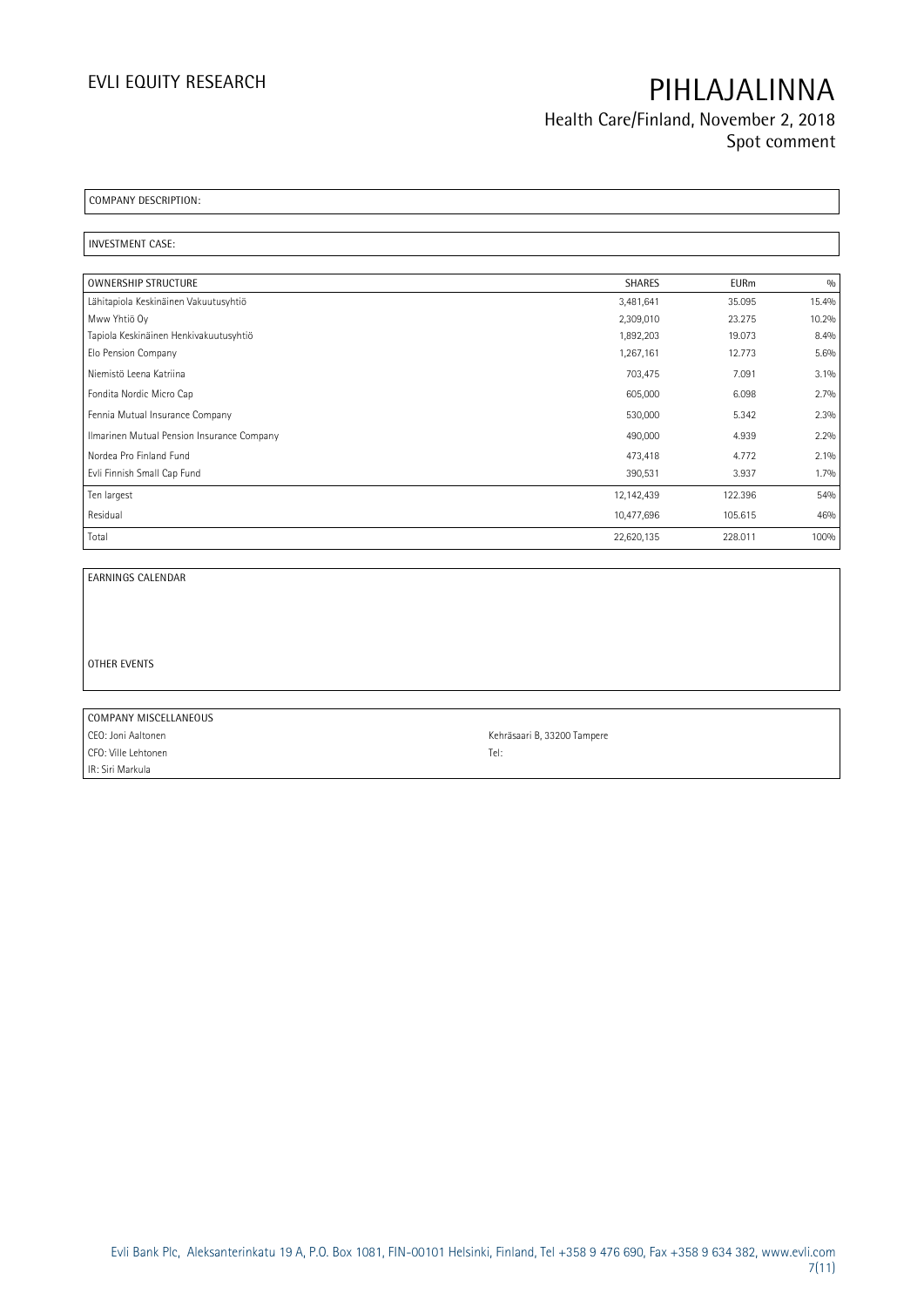COMPANY DESCRIPTION:

INVESTMENT CASE:

| OWNERSHIP STRUCTURE | SHARES | EURm | % |
|---|---|---|---|
| Lähitapiola Keskinäinen Vakuutusyhtiö | 3,481,641 | 35.095 | 15.4% |
| Mww Yhtiö Oy | 2,309,010 | 23.275 | 10.2% |
| Tapiola Keskinäinen Henkivakuutusyhtiö | 1,892,203 | 19.073 | 8.4% |
| Elo Pension Company | 1,267,161 | 12.773 | 5.6% |
| Niemistö Leena Katriina | 703,475 | 7.091 | 3.1% |
| Fondita Nordic Micro Cap | 605,000 | 6.098 | 2.7% |
| Fennia Mutual Insurance Company | 530,000 | 5.342 | 2.3% |
| Ilmarinen Mutual Pension Insurance Company | 490,000 | 4.939 | 2.2% |
| Nordea Pro Finland Fund | 473,418 | 4.772 | 2.1% |
| Evli Finnish Small Cap Fund | 390,531 | 3.937 | 1.7% |
| Ten largest | 12,142,439 | 122.396 | 54% |
| Residual | 10,477,696 | 105.615 | 46% |
| Total | 22,620,135 | 228.011 | 100% |

EARNINGS CALENDAR

OTHER EVENTS

| COMPANY MISCELLANEOUS | |
|---|---|
| CEO: Joni Aaltonen | Kehräsaari B, 33200 Tampere |
| CFO: Ville Lehtonen | Tel: |
| IR: Siri Markula | |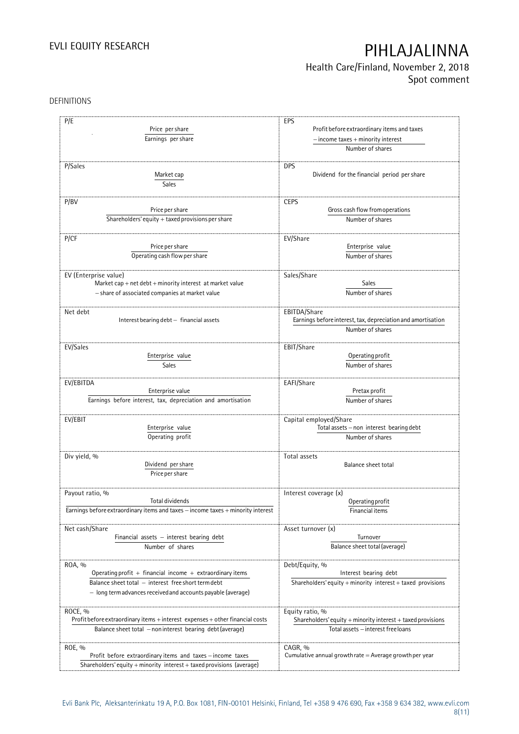DEFINITIONS

| | |
|---|---|
| **P/E**<br>$$\frac{\text{Price per share}}{\text{Earnings per share}}$$ | **EPS**<br>$$\frac{\text{Profit before extraordinary items and taxes} - \text{income taxes} + \text{minority interest}}{\text{Number of shares}}$$ |
| **P/Sales**<br>$$\frac{\text{Market cap}}{\text{Sales}}$$ | **DPS**<br>Dividend for the financial period per share |
| **P/BV**<br>$$\frac{\text{Price per share}}{\text{Shareholders' equity} + \text{taxed provisions per share}}$$ | **CEPS**<br>$$\frac{\text{Gross cash flow from operations}}{\text{Number of shares}}$$ |
| **P/CF**<br>$$\frac{\text{Price per share}}{\text{Operating cash flow per share}}$$ | **EV/Share**<br>$$\frac{\text{Enterprise value}}{\text{Number of shares}}$$ |
| **EV (Enterprise value)**<br>Market cap + net debt + minority interest at market value − share of associated companies at market value | **Sales/Share**<br>$$\frac{\text{Sales}}{\text{Number of shares}}$$ |
| **Net debt**<br>Interest bearing debt − financial assets | **EBITDA/Share**<br>$$\frac{\text{Earnings before interest, tax, depreciation and amortisation}}{\text{Number of shares}}$$ |
| **EV/Sales**<br>$$\frac{\text{Enterprise value}}{\text{Sales}}$$ | **EBIT/Share**<br>$$\frac{\text{Operating profit}}{\text{Number of shares}}$$ |
| **EV/EBITDA**<br>$$\frac{\text{Enterprise value}}{\text{Earnings before interest, tax, depreciation and amortisation}}$$ | **EAFI/Share**<br>$$\frac{\text{Pretax profit}}{\text{Number of shares}}$$ |
| **EV/EBIT**<br>$$\frac{\text{Enterprise value}}{\text{Operating profit}}$$ | **Capital employed/Share**<br>$$\frac{\text{Total assets} - \text{non interest bearing debt}}{\text{Number of shares}}$$ |
| **Div yield, %**<br>$$\frac{\text{Dividend per share}}{\text{Price per share}}$$ | **Total assets**<br>Balance sheet total |
| **Payout ratio, %**<br>$$\frac{\text{Total dividends}}{\text{Earnings before extraordinary items and taxes} - \text{income taxes} + \text{minority interest}}$$ | **Interest coverage (x)**<br>$$\frac{\text{Operating profit}}{\text{Financial items}}$$ |
| **Net cash/Share**<br>$$\frac{\text{Financial assets} - \text{interest bearing debt}}{\text{Number of shares}}$$ | **Asset turnover (x)**<br>$$\frac{\text{Turnover}}{\text{Balance sheet total (average)}}$$ |
| **ROA, %**<br>$$\frac{\text{Operating profit} + \text{financial income} + \text{extraordinary items}}{\text{Balance sheet total} - \text{interest free short term debt} - \text{long term advances received and accounts payable (average)}}$$ | **Debt/Equity, %**<br>$$\frac{\text{Interest bearing debt}}{\text{Shareholders' equity} + \text{minority interest} + \text{taxed provisions}}$$ |
| **ROCE, %**<br>$$\frac{\text{Profit before extraordinary items} + \text{interest expenses} + \text{other financial costs}}{\text{Balance sheet total} - \text{non interest bearing debt (average)}}$$ | **Equity ratio, %**<br>$$\frac{\text{Shareholders' equity} + \text{minority interest} + \text{taxed provisions}}{\text{Total assets} - \text{interest free loans}}$$ |
| **ROE, %**<br>$$\frac{\text{Profit before extraordinary items and taxes} - \text{income taxes}}{\text{Shareholders' equity} + \text{minority interest} + \text{taxed provisions (average)}}$$ | **CAGR, %**<br>Cumulative annual growth rate = Average growth per year |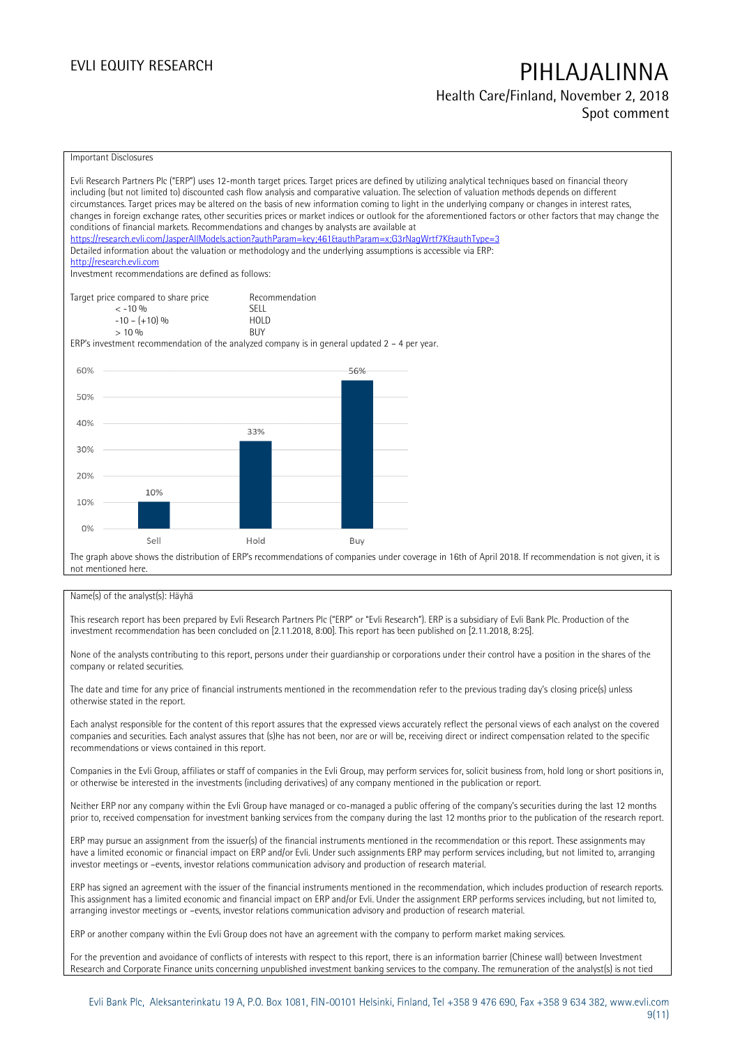Important Disclosures

Evli Research Partners Plc ("ERP") uses 12-month target prices. Target prices are defined by utilizing analytical techniques based on financial theory including (but not limited to) discounted cash flow analysis and comparative valuation. The selection of valuation methods depends on different circumstances. Target prices may be altered on the basis of new information coming to light in the underlying company or changes in interest rates, changes in foreign exchange rates, other securities prices or market indices or outlook for the aforementioned factors or other factors that may change the conditions of financial markets. Recommendations and changes by analysts are available at
https://research.evli.com/JasperAllModels.action?authParam=key;461&authParam=x;G3rNagWrtf7K&authType=3
Detailed information about the valuation or methodology and the underlying assumptions is accessible via ERP:
http://research.evli.com
Investment recommendations are defined as follows:

| Target price compared to share price | Recommendation |
|---|---|
| < -10 % | SELL |
| -10 – (+10) % | HOLD |
| > 10 % | BUY |

ERP's investment recommendation of the analyzed company is in general updated 2 – 4 per year.

| | Sell | Hold | Buy |
|---|---|---|---|
| Share | 10% | 33% | 56% |

The graph above shows the distribution of ERP's recommendations of companies under coverage in 16th of April 2018. If recommendation is not given, it is not mentioned here.

Name(s) of the analyst(s): Häyhä

This research report has been prepared by Evli Research Partners Plc ("ERP" or "Evli Research"). ERP is a subsidiary of Evli Bank Plc. Production of the investment recommendation has been concluded on [2.11.2018, 8:00]. This report has been published on [2.11.2018, 8:25].

None of the analysts contributing to this report, persons under their guardianship or corporations under their control have a position in the shares of the company or related securities.

The date and time for any price of financial instruments mentioned in the recommendation refer to the previous trading day's closing price(s) unless otherwise stated in the report.

Each analyst responsible for the content of this report assures that the expressed views accurately reflect the personal views of each analyst on the covered companies and securities. Each analyst assures that (s)he has not been, nor are or will be, receiving direct or indirect compensation related to the specific recommendations or views contained in this report.

Companies in the Evli Group, affiliates or staff of companies in the Evli Group, may perform services for, solicit business from, hold long or short positions in, or otherwise be interested in the investments (including derivatives) of any company mentioned in the publication or report.

Neither ERP nor any company within the Evli Group have managed or co-managed a public offering of the company's securities during the last 12 months prior to, received compensation for investment banking services from the company during the last 12 months prior to the publication of the research report.

ERP may pursue an assignment from the issuer(s) of the financial instruments mentioned in the recommendation or this report. These assignments may have a limited economic or financial impact on ERP and/or Evli. Under such assignments ERP may perform services including, but not limited to, arranging investor meetings or –events, investor relations communication advisory and production of research material.

ERP has signed an agreement with the issuer of the financial instruments mentioned in the recommendation, which includes production of research reports. This assignment has a limited economic and financial impact on ERP and/or Evli. Under the assignment ERP performs services including, but not limited to, arranging investor meetings or –events, investor relations communication advisory and production of research material.

ERP or another company within the Evli Group does not have an agreement with the company to perform market making services.

For the prevention and avoidance of conflicts of interests with respect to this report, there is an information barrier (Chinese wall) between Investment Research and Corporate Finance units concerning unpublished investment banking services to the company. The remuneration of the analyst(s) is not tied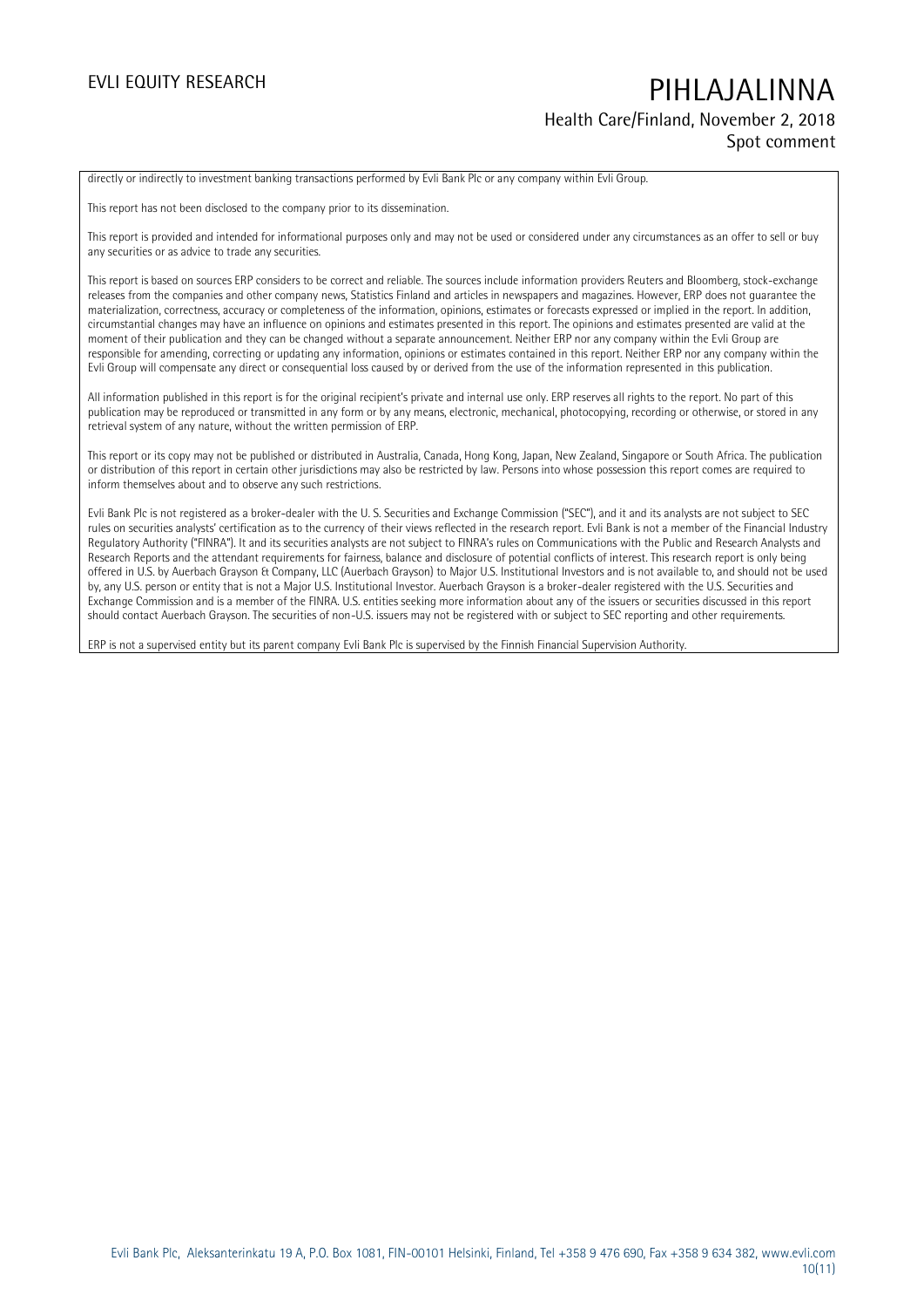directly or indirectly to investment banking transactions performed by Evli Bank Plc or any company within Evli Group.

This report has not been disclosed to the company prior to its dissemination.

This report is provided and intended for informational purposes only and may not be used or considered under any circumstances as an offer to sell or buy any securities or as advice to trade any securities.

This report is based on sources ERP considers to be correct and reliable. The sources include information providers Reuters and Bloomberg, stock-exchange releases from the companies and other company news, Statistics Finland and articles in newspapers and magazines. However, ERP does not guarantee the materialization, correctness, accuracy or completeness of the information, opinions, estimates or forecasts expressed or implied in the report. In addition, circumstantial changes may have an influence on opinions and estimates presented in this report. The opinions and estimates presented are valid at the moment of their publication and they can be changed without a separate announcement. Neither ERP nor any company within the Evli Group are responsible for amending, correcting or updating any information, opinions or estimates contained in this report. Neither ERP nor any company within the Evli Group will compensate any direct or consequential loss caused by or derived from the use of the information represented in this publication.

All information published in this report is for the original recipient's private and internal use only. ERP reserves all rights to the report. No part of this publication may be reproduced or transmitted in any form or by any means, electronic, mechanical, photocopying, recording or otherwise, or stored in any retrieval system of any nature, without the written permission of ERP.

This report or its copy may not be published or distributed in Australia, Canada, Hong Kong, Japan, New Zealand, Singapore or South Africa. The publication or distribution of this report in certain other jurisdictions may also be restricted by law. Persons into whose possession this report comes are required to inform themselves about and to observe any such restrictions.

Evli Bank Plc is not registered as a broker-dealer with the U. S. Securities and Exchange Commission ("SEC"), and it and its analysts are not subject to SEC rules on securities analysts' certification as to the currency of their views reflected in the research report. Evli Bank is not a member of the Financial Industry Regulatory Authority ("FINRA"). It and its securities analysts are not subject to FINRA's rules on Communications with the Public and Research Analysts and Research Reports and the attendant requirements for fairness, balance and disclosure of potential conflicts of interest. This research report is only being offered in U.S. by Auerbach Grayson & Company, LLC (Auerbach Grayson) to Major U.S. Institutional Investors and is not available to, and should not be used by, any U.S. person or entity that is not a Major U.S. Institutional Investor. Auerbach Grayson is a broker-dealer registered with the U.S. Securities and Exchange Commission and is a member of the FINRA. U.S. entities seeking more information about any of the issuers or securities discussed in this report should contact Auerbach Grayson. The securities of non-U.S. issuers may not be registered with or subject to SEC reporting and other requirements.

ERP is not a supervised entity but its parent company Evli Bank Plc is supervised by the Finnish Financial Supervision Authority.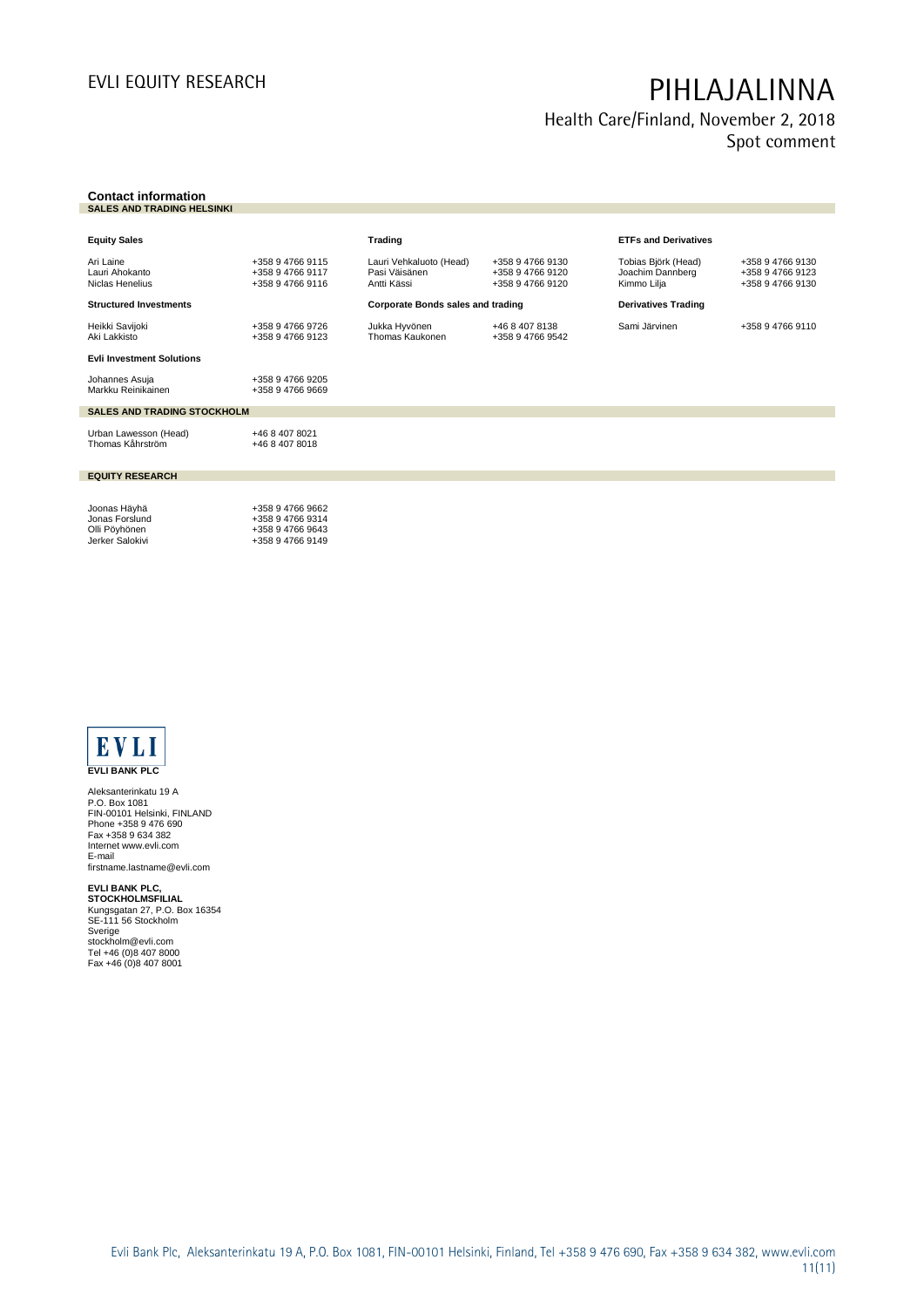## Contact information

### SALES AND TRADING HELSINKI

| Equity Sales | | Trading | | ETFs and Derivatives | |
|---|---|---|---|---|---|
| Ari Laine | +358 9 4766 9115 | Lauri Vehkaluoto (Head) | +358 9 4766 9130 | Tobias Björk (Head) | +358 9 4766 9130 |
| Lauri Ahokanto | +358 9 4766 9117 | Pasi Väisänen | +358 9 4766 9120 | Joachim Dannberg | +358 9 4766 9123 |
| Niclas Henelius | +358 9 4766 9116 | Antti Kässi | +358 9 4766 9120 | Kimmo Lilja | +358 9 4766 9130 |
| **Structured Investments** | | **Corporate Bonds sales and trading** | | **Derivatives Trading** | |
| Heikki Savijoki | +358 9 4766 9726 | Jukka Hyvönen | +46 8 407 8138 | Sami Järvinen | +358 9 4766 9110 |
| Aki Lakkisto | +358 9 4766 9123 | Thomas Kaukonen | +358 9 4766 9542 | | |
| **Evli Investment Solutions** | | | | | |
| Johannes Asuja | +358 9 4766 9205 | | | | |
| Markku Reinikainen | +358 9 4766 9669 | | | | |

### SALES AND TRADING STOCKHOLM

| | |
|---|---|
| Urban Lawesson (Head) | +46 8 407 8021 |
| Thomas Kåhrström | +46 8 407 8018 |

### EQUITY RESEARCH

| | |
|---|---|
| Joonas Häyhä | +358 9 4766 9662 |
| Jonas Forslund | +358 9 4766 9314 |
| Olli Pöyhönen | +358 9 4766 9643 |
| Jerker Salokivi | +358 9 4766 9149 |

**EVLI BANK PLC**

Aleksanterinkatu 19 A
P.O. Box 1081
FIN-00101 Helsinki, FINLAND
Phone +358 9 476 690
Fax +358 9 634 382
Internet www.evli.com
E-mail
firstname.lastname@evli.com

**EVLI BANK PLC,
STOCKHOLMSFILIAL**
Kungsgatan 27, P.O. Box 16354
SE-111 56 Stockholm
Sverige
stockholm@evli.com
Tel +46 (0)8 407 8000
Fax +46 (0)8 407 8001